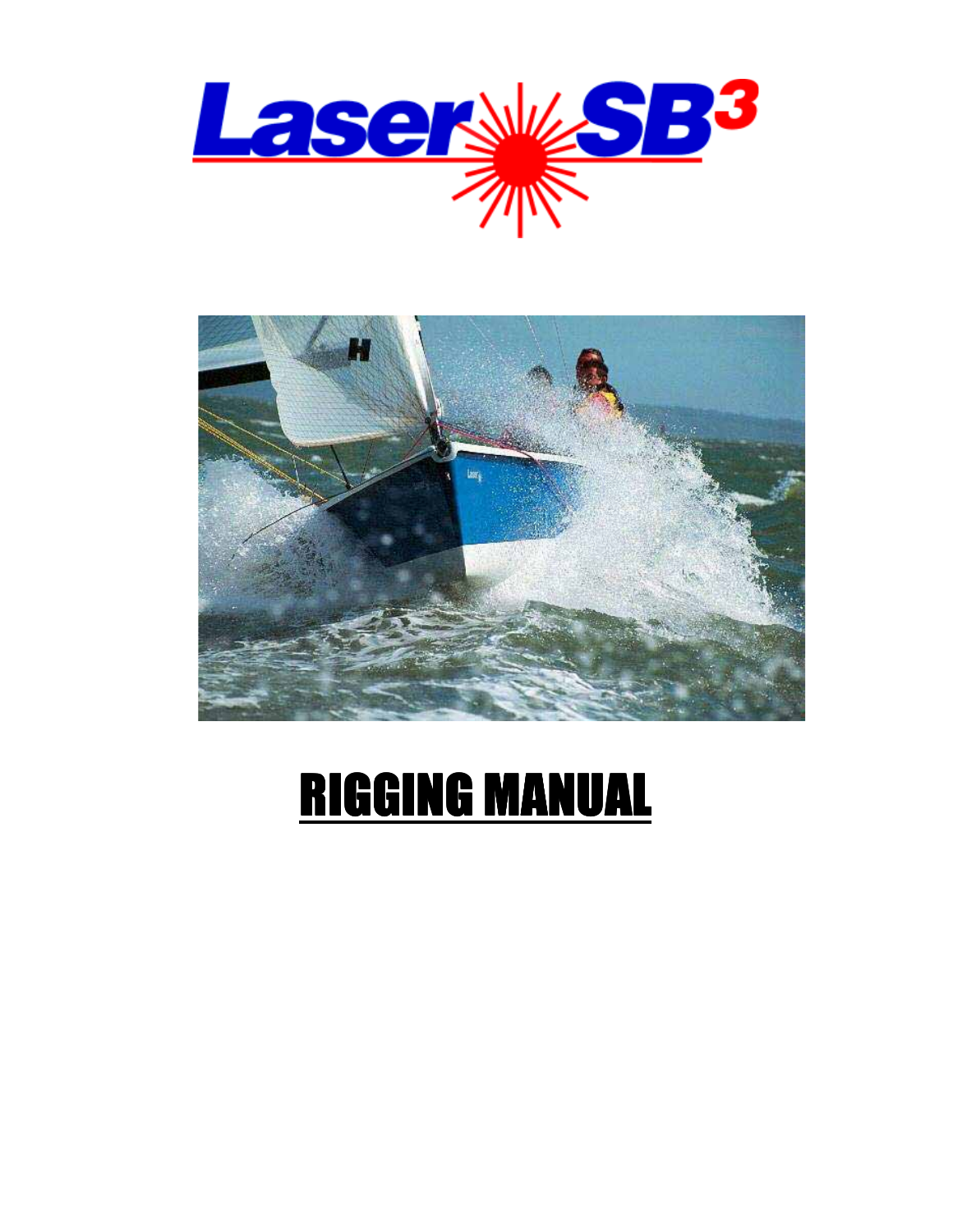# Laser SB³

# RIGGING MANUAL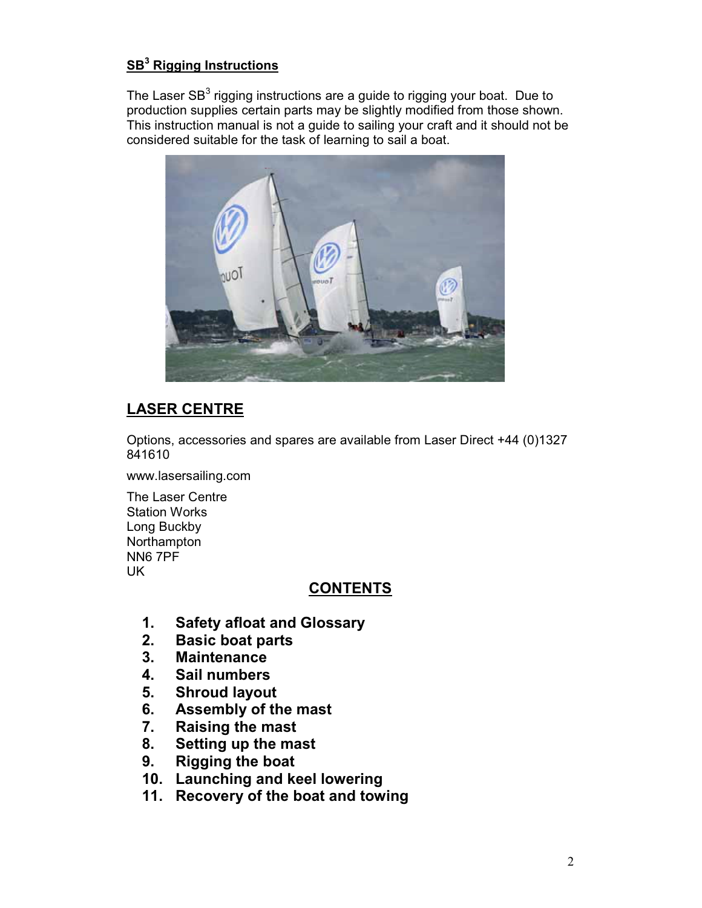## SB$^3$ Rigging Instructions

The Laser SB$^3$ rigging instructions are a guide to rigging your boat. Due to production supplies certain parts may be slightly modified from those shown. This instruction manual is not a guide to sailing your craft and it should not be considered suitable for the task of learning to sail a boat.

## LASER CENTRE

Options, accessories and spares are available from Laser Direct +44 (0)1327 841610

www.lasersailing.com

The Laser Centre
Station Works
Long Buckby
Northampton
NN6 7PF
UK

## CONTENTS

1. **Safety afloat and Glossary**
2. **Basic boat parts**
3. **Maintenance**
4. **Sail numbers**
5. **Shroud layout**
6. **Assembly of the mast**
7. **Raising the mast**
8. **Setting up the mast**
9. **Rigging the boat**
10. **Launching and keel lowering**
11. **Recovery of the boat and towing**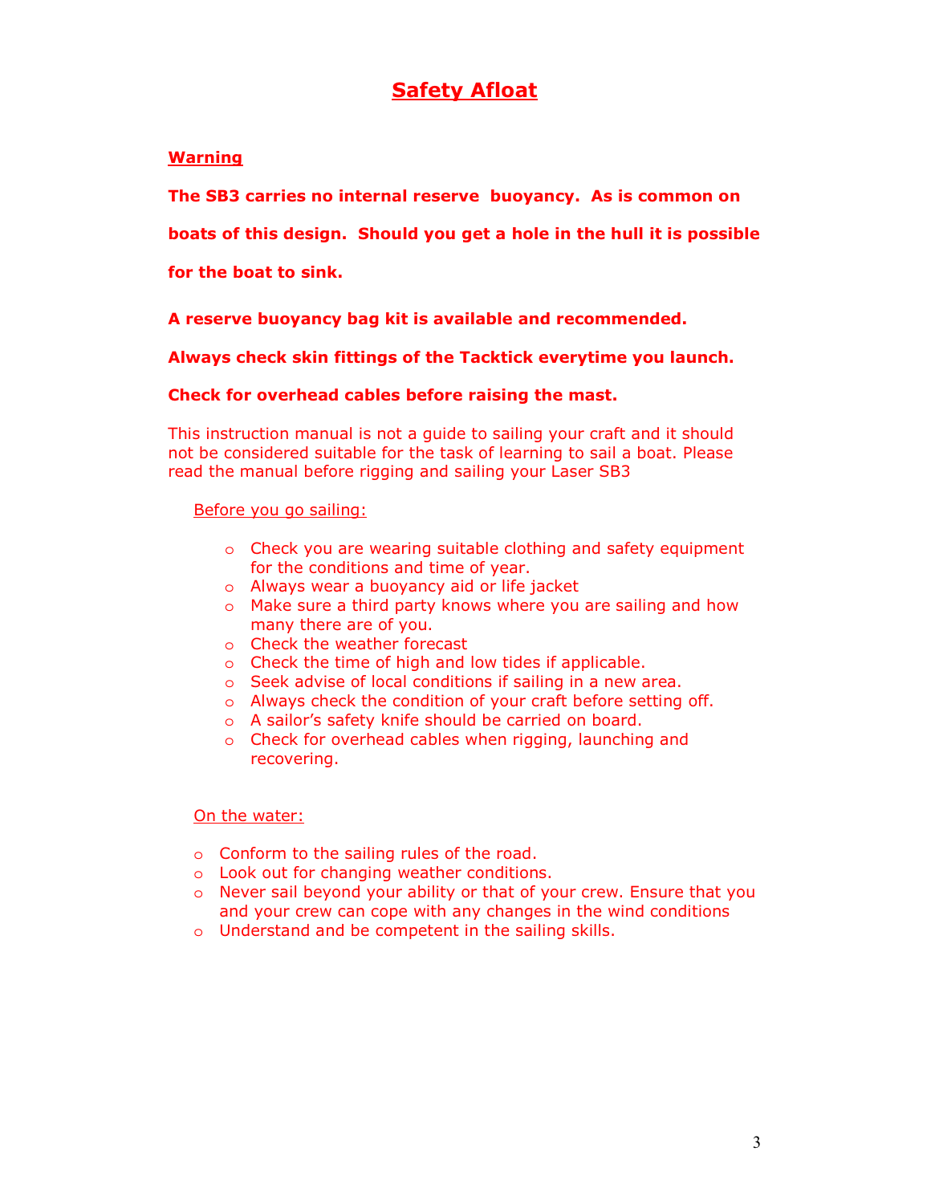# Safety Afloat

**Warning**

**The SB3 carries no internal reserve buoyancy. As is common on boats of this design. Should you get a hole in the hull it is possible for the boat to sink.**

**A reserve buoyancy bag kit is available and recommended.**

**Always check skin fittings of the Tacktick everytime you launch.**

**Check for overhead cables before raising the mast.**

This instruction manual is not a guide to sailing your craft and it should not be considered suitable for the task of learning to sail a boat. Please read the manual before rigging and sailing your Laser SB3

Before you go sailing:

- Check you are wearing suitable clothing and safety equipment for the conditions and time of year.
- Always wear a buoyancy aid or life jacket
- Make sure a third party knows where you are sailing and how many there are of you.
- Check the weather forecast
- Check the time of high and low tides if applicable.
- Seek advise of local conditions if sailing in a new area.
- Always check the condition of your craft before setting off.
- A sailor's safety knife should be carried on board.
- Check for overhead cables when rigging, launching and recovering.

On the water:

- Conform to the sailing rules of the road.
- Look out for changing weather conditions.
- Never sail beyond your ability or that of your crew. Ensure that you and your crew can cope with any changes in the wind conditions
- Understand and be competent in the sailing skills.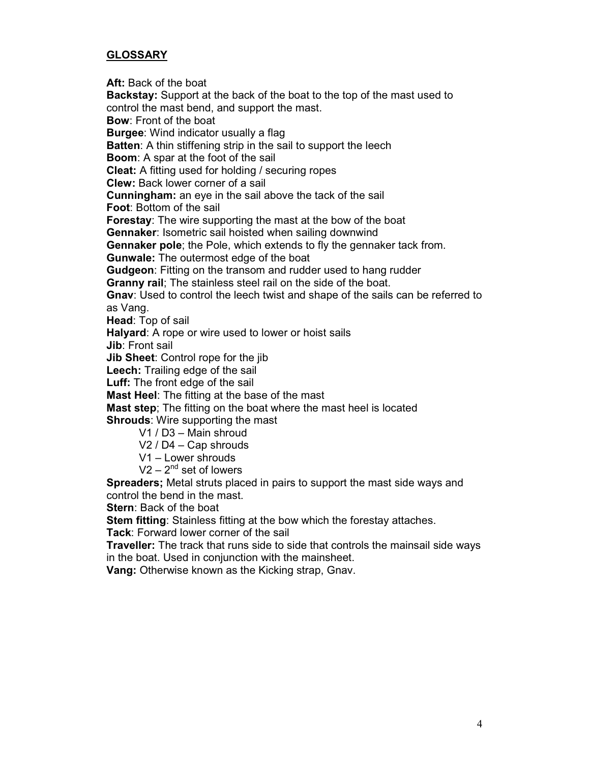## GLOSSARY

**Aft:** Back of the boat
**Backstay:** Support at the back of the boat to the top of the mast used to control the mast bend, and support the mast.
**Bow**: Front of the boat
**Burgee**: Wind indicator usually a flag
**Batten**: A thin stiffening strip in the sail to support the leech
**Boom**: A spar at the foot of the sail
**Cleat:** A fitting used for holding / securing ropes
**Clew:** Back lower corner of a sail
**Cunningham:** an eye in the sail above the tack of the sail
**Foot**: Bottom of the sail
**Forestay**: The wire supporting the mast at the bow of the boat
**Gennaker**: Isometric sail hoisted when sailing downwind
**Gennaker pole**; the Pole, which extends to fly the gennaker tack from.
**Gunwale:** The outermost edge of the boat
**Gudgeon**: Fitting on the transom and rudder used to hang rudder
**Granny rail**; The stainless steel rail on the side of the boat.
**Gnav**: Used to control the leech twist and shape of the sails can be referred to as Vang.
**Head**: Top of sail
**Halyard**: A rope or wire used to lower or hoist sails
**Jib**: Front sail
**Jib Sheet**: Control rope for the jib
**Leech:** Trailing edge of the sail
**Luff:** The front edge of the sail
**Mast Heel**: The fitting at the base of the mast
**Mast step**; The fitting on the boat where the mast heel is located
**Shrouds**: Wire supporting the mast

- V1 / D3 – Main shroud
- V2 / D4 – Cap shrouds
- V1 – Lower shrouds
- V2 – 2nd set of lowers

**Spreaders;** Metal struts placed in pairs to support the mast side ways and control the bend in the mast.
**Stern**: Back of the boat
**Stem fitting**: Stainless fitting at the bow which the forestay attaches.
**Tack**: Forward lower corner of the sail
**Traveller:** The track that runs side to side that controls the mainsail side ways in the boat. Used in conjunction with the mainsheet.
**Vang:** Otherwise known as the Kicking strap, Gnav.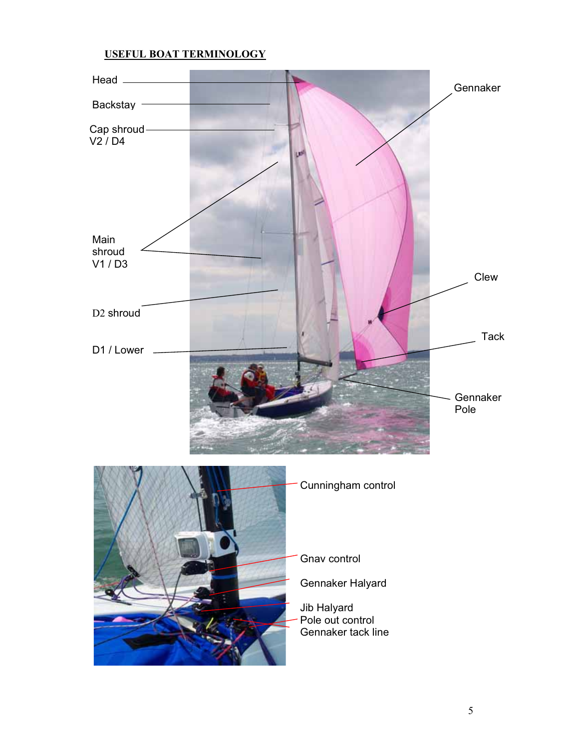## USEFUL BOAT TERMINOLOGY

Head

Backstay

Cap shroud
V2 / D4

Main shroud
V1 / D3

D2 shroud

D1 / Lower

Gennaker

Clew

Tack

Gennaker Pole

Cunningham control

Gnav control

Gennaker Halyard

Jib Halyard
Pole out control
Gennaker tack line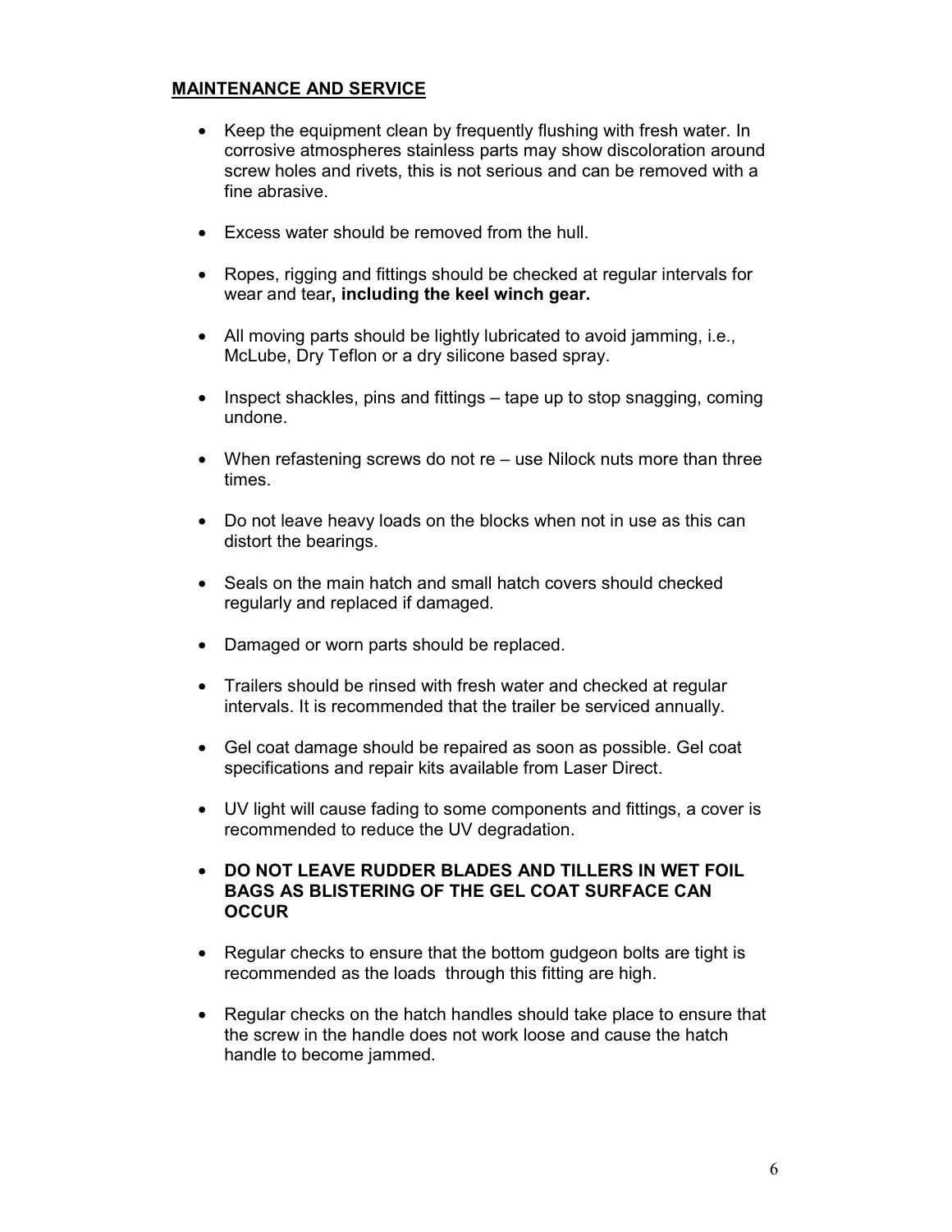## MAINTENANCE AND SERVICE

- Keep the equipment clean by frequently flushing with fresh water. In corrosive atmospheres stainless parts may show discoloration around screw holes and rivets, this is not serious and can be removed with a fine abrasive.

- Excess water should be removed from the hull.

- Ropes, rigging and fittings should be checked at regular intervals for wear and tear**, including the keel winch gear.**

- All moving parts should be lightly lubricated to avoid jamming, i.e., McLube, Dry Teflon or a dry silicone based spray.

- Inspect shackles, pins and fittings – tape up to stop snagging, coming undone.

- When refastening screws do not re – use Nilock nuts more than three times.

- Do not leave heavy loads on the blocks when not in use as this can distort the bearings.

- Seals on the main hatch and small hatch covers should checked regularly and replaced if damaged.

- Damaged or worn parts should be replaced.

- Trailers should be rinsed with fresh water and checked at regular intervals. It is recommended that the trailer be serviced annually.

- Gel coat damage should be repaired as soon as possible. Gel coat specifications and repair kits available from Laser Direct.

- UV light will cause fading to some components and fittings, a cover is recommended to reduce the UV degradation.

- **DO NOT LEAVE RUDDER BLADES AND TILLERS IN WET FOIL BAGS AS BLISTERING OF THE GEL COAT SURFACE CAN OCCUR**

- Regular checks to ensure that the bottom gudgeon bolts are tight is recommended as the loads through this fitting are high.

- Regular checks on the hatch handles should take place to ensure that the screw in the handle does not work loose and cause the hatch handle to become jammed.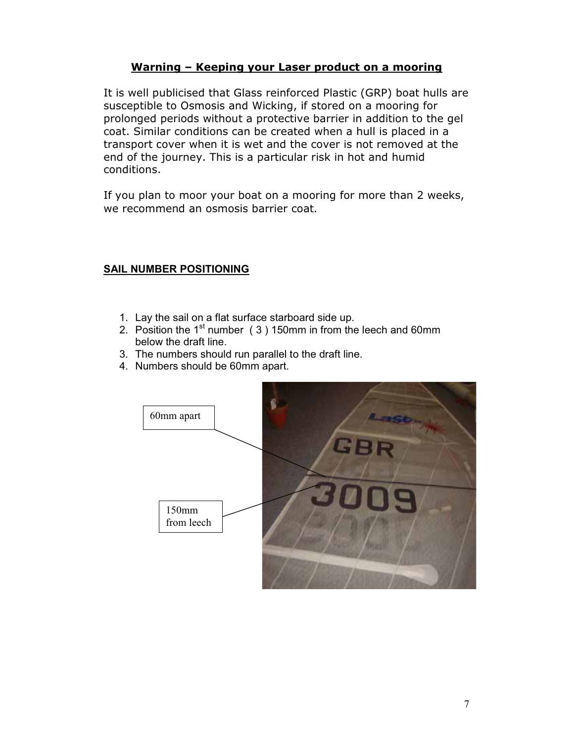## Warning – Keeping your Laser product on a mooring

It is well publicised that Glass reinforced Plastic (GRP) boat hulls are susceptible to Osmosis and Wicking, if stored on a mooring for prolonged periods without a protective barrier in addition to the gel coat. Similar conditions can be created when a hull is placed in a transport cover when it is wet and the cover is not removed at the end of the journey. This is a particular risk in hot and humid conditions.

If you plan to moor your boat on a mooring for more than 2 weeks, we recommend an osmosis barrier coat.

## SAIL NUMBER POSITIONING

1. Lay the sail on a flat surface starboard side up.
2. Position the 1st number ( 3 ) 150mm in from the leech and 60mm below the draft line.
3. The numbers should run parallel to the draft line.
4. Numbers should be 60mm apart.

60mm apart

150mm from leech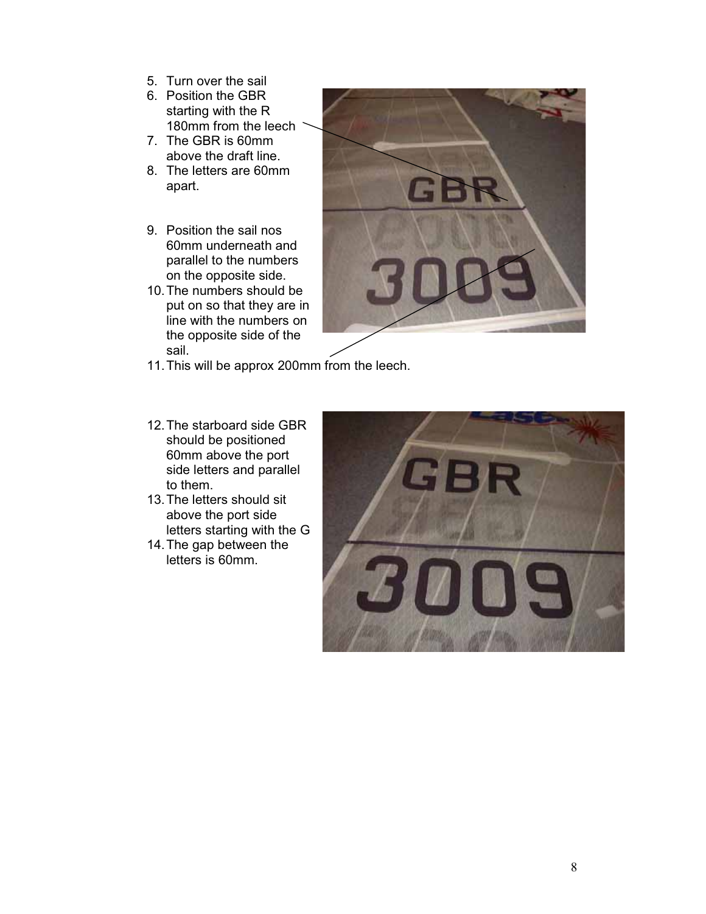5. Turn over the sail
6. Position the GBR starting with the R 180mm from the leech
7. The GBR is 60mm above the draft line.
8. The letters are 60mm apart.

9. Position the sail nos 60mm underneath and parallel to the numbers on the opposite side.
10. The numbers should be put on so that they are in line with the numbers on the opposite side of the sail.
11. This will be approx 200mm from the leech.

12. The starboard side GBR should be positioned 60mm above the port side letters and parallel to them.
13. The letters should sit above the port side letters starting with the G
14. The gap between the letters is 60mm.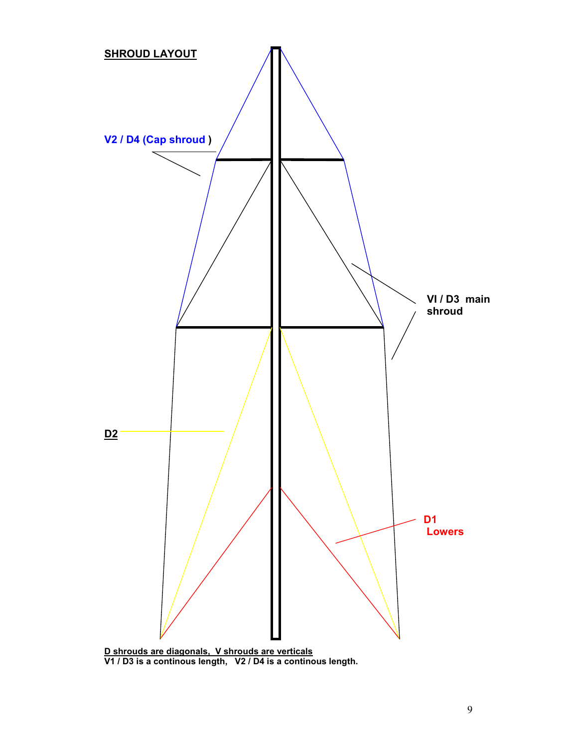## SHROUD LAYOUT

V2 / D4 (Cap shroud )

VI / D3 main shroud

D2

D1 Lowers

D shrouds are diagonals, V shrouds are verticals

**V1 / D3 is a continous length, V2 / D4 is a continous length.**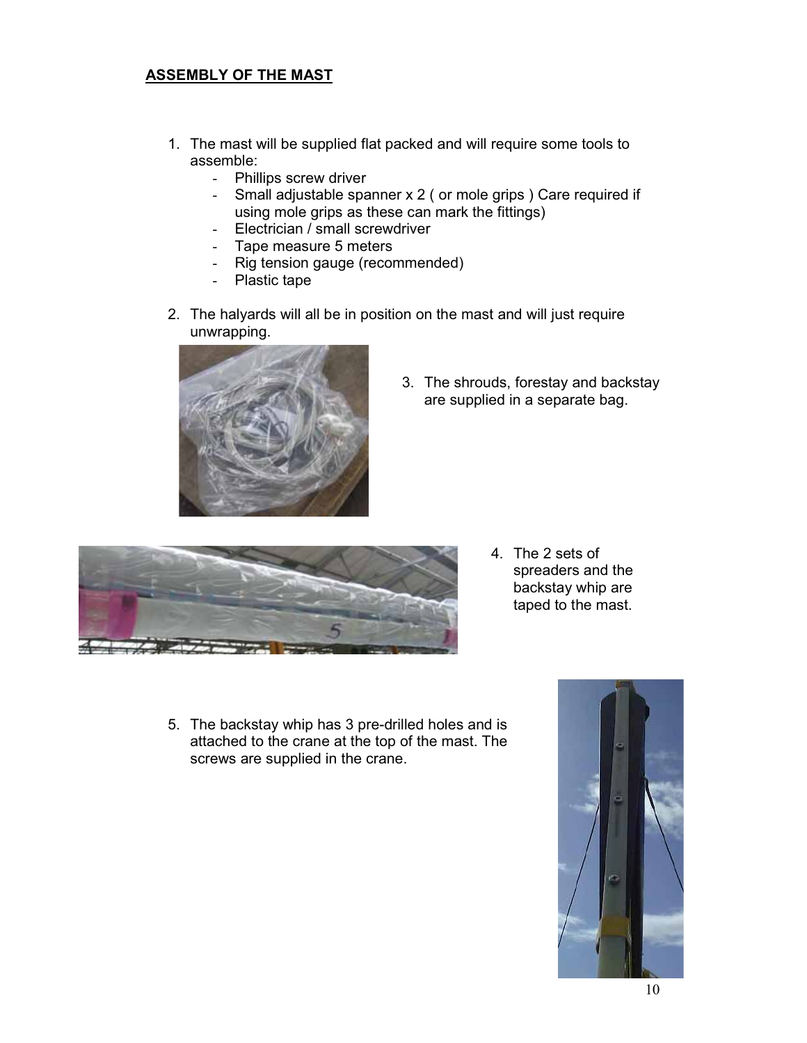## ASSEMBLY OF THE MAST

1. The mast will be supplied flat packed and will require some tools to assemble:
   - Phillips screw driver
   - Small adjustable spanner x 2 ( or mole grips ) Care required if using mole grips as these can mark the fittings)
   - Electrician / small screwdriver
   - Tape measure 5 meters
   - Rig tension gauge (recommended)
   - Plastic tape
2. The halyards will all be in position on the mast and will just require unwrapping.
3. The shrouds, forestay and backstay are supplied in a separate bag.
4. The 2 sets of spreaders and the backstay whip are taped to the mast.
5. The backstay whip has 3 pre-drilled holes and is attached to the crane at the top of the mast. The screws are supplied in the crane.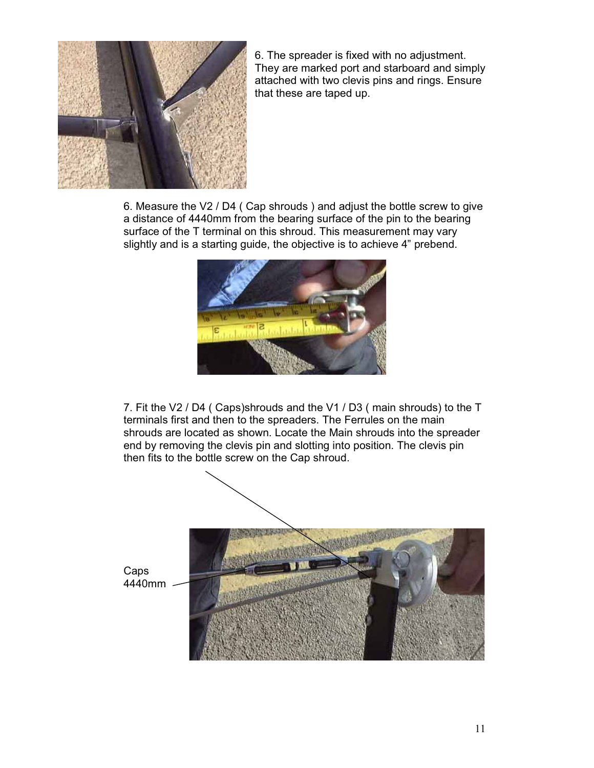6. The spreader is fixed with no adjustment. They are marked port and starboard and simply attached with two clevis pins and rings. Ensure that these are taped up.

6. Measure the V2 / D4 ( Cap shrouds ) and adjust the bottle screw to give a distance of 4440mm from the bearing surface of the pin to the bearing surface of the T terminal on this shroud. This measurement may vary slightly and is a starting guide, the objective is to achieve 4" prebend.

7. Fit the V2 / D4 ( Caps)shrouds and the V1 / D3 ( main shrouds) to the T terminals first and then to the spreaders. The Ferrules on the main shrouds are located as shown. Locate the Main shrouds into the spreader end by removing the clevis pin and slotting into position. The clevis pin then fits to the bottle screw on the Cap shroud.

Caps
4440mm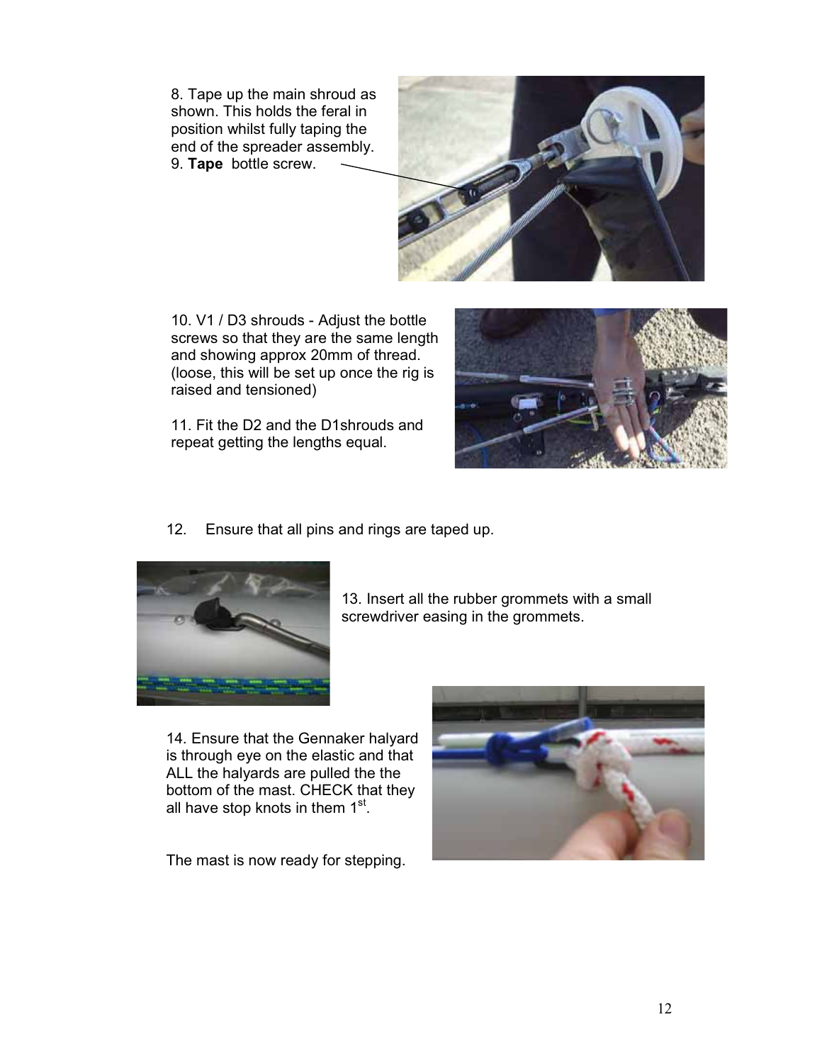8. Tape up the main shroud as shown. This holds the feral in position whilst fully taping the end of the spreader assembly.
9. **Tape** bottle screw.

10. V1 / D3 shrouds - Adjust the bottle screws so that they are the same length and showing approx 20mm of thread. (loose, this will be set up once the rig is raised and tensioned)

11. Fit the D2 and the D1shrouds and repeat getting the lengths equal.

12. Ensure that all pins and rings are taped up.

13. Insert all the rubber grommets with a small screwdriver easing in the grommets.

14. Ensure that the Gennaker halyard is through eye on the elastic and that ALL the halyards are pulled the the bottom of the mast. CHECK that they all have stop knots in them 1st.

The mast is now ready for stepping.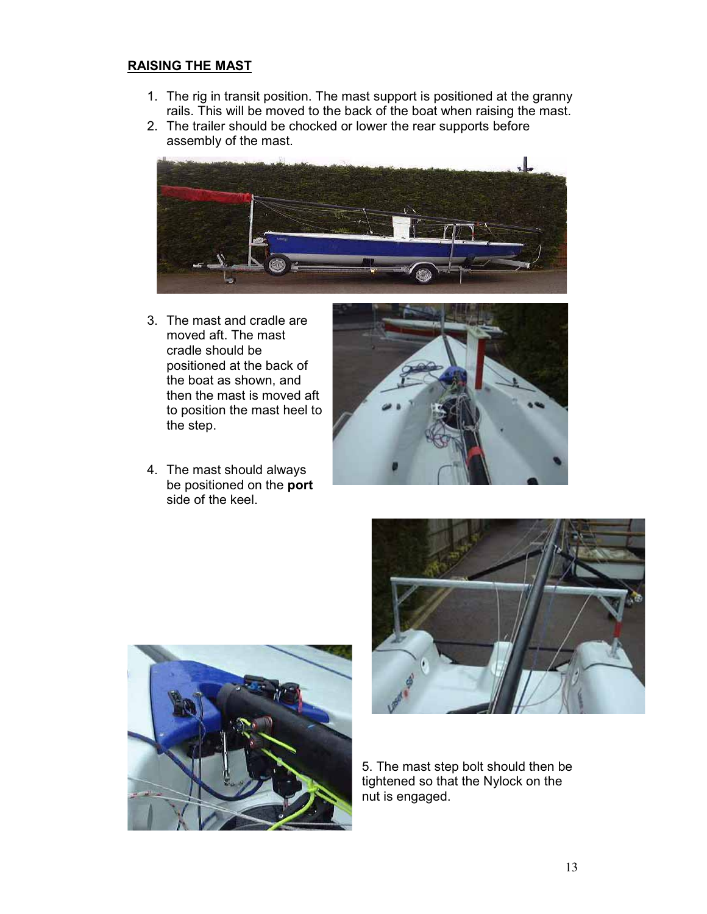## RAISING THE MAST

1. The rig in transit position. The mast support is positioned at the granny rails. This will be moved to the back of the boat when raising the mast.
2. The trailer should be chocked or lower the rear supports before assembly of the mast.
3. The mast and cradle are moved aft. The mast cradle should be positioned at the back of the boat as shown, and then the mast is moved aft to position the mast heel to the step.
4. The mast should always be positioned on the **port** side of the keel.

5. The mast step bolt should then be tightened so that the Nylock on the nut is engaged.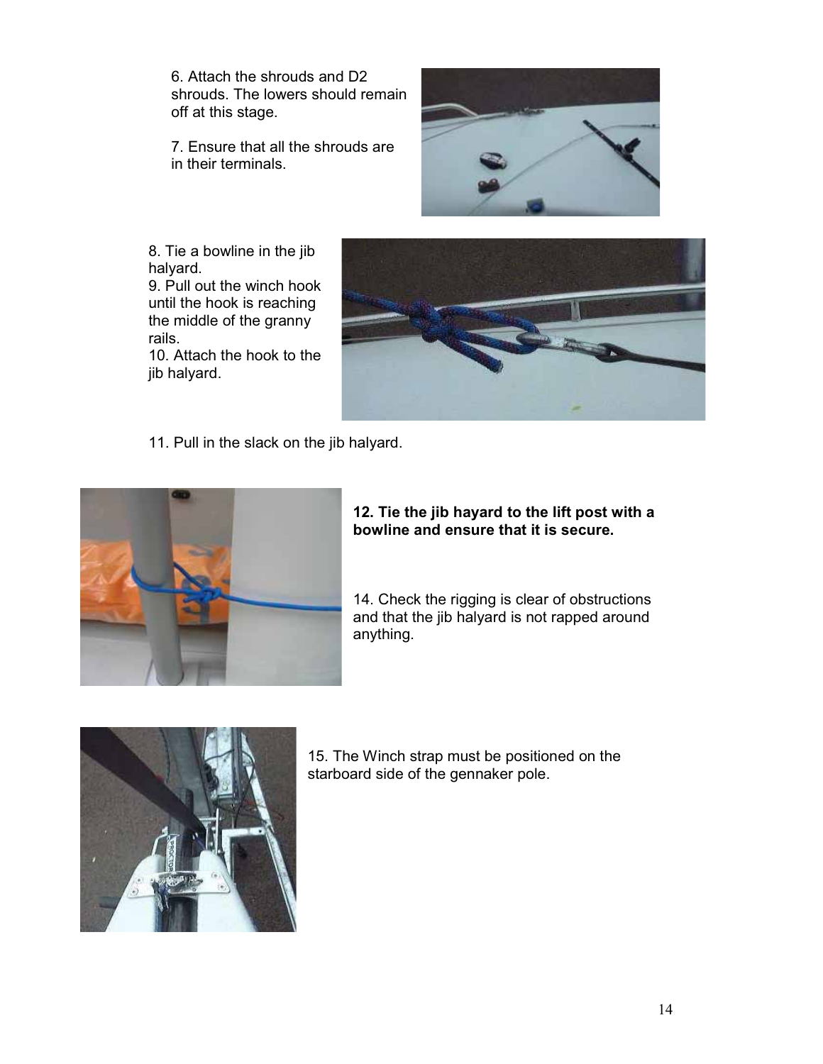6. Attach the shrouds and D2 shrouds. The lowers should remain off at this stage.

7. Ensure that all the shrouds are in their terminals.

8. Tie a bowline in the jib halyard.
9. Pull out the winch hook until the hook is reaching the middle of the granny rails.
10. Attach the hook to the jib halyard.

11. Pull in the slack on the jib halyard.

**12. Tie the jib hayard to the lift post with a bowline and ensure that it is secure.**

14. Check the rigging is clear of obstructions and that the jib halyard is not rapped around anything.

15. The Winch strap must be positioned on the starboard side of the gennaker pole.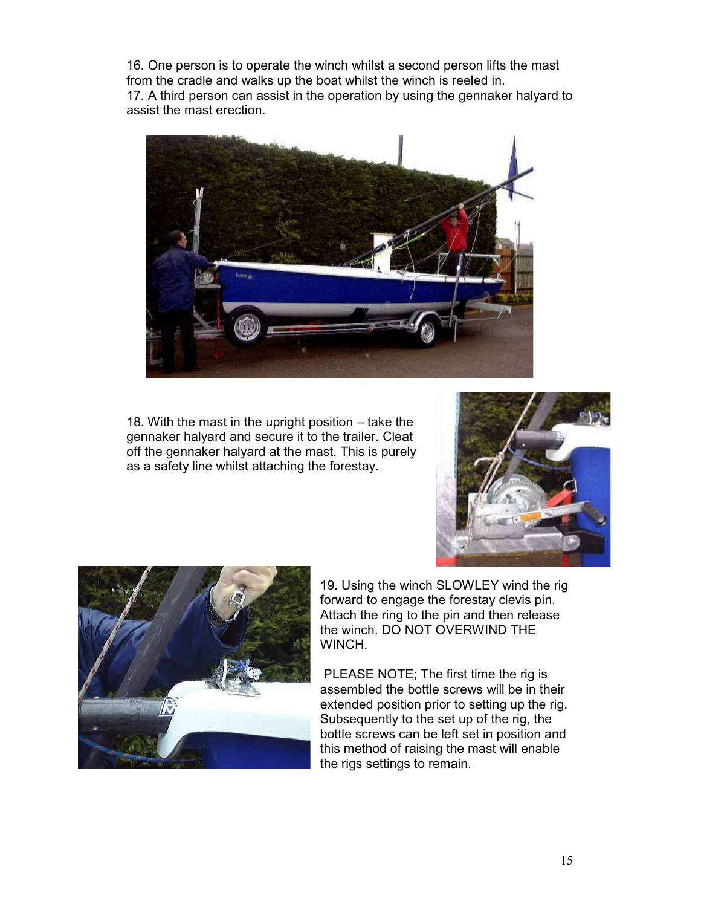16. One person is to operate the winch whilst a second person lifts the mast from the cradle and walks up the boat whilst the winch is reeled in.
17. A third person can assist in the operation by using the gennaker halyard to assist the mast erection.

18. With the mast in the upright position – take the gennaker halyard and secure it to the trailer. Cleat off the gennaker halyard at the mast. This is purely as a safety line whilst attaching the forestay.

19. Using the winch SLOWLEY wind the rig forward to engage the forestay clevis pin. Attach the ring to the pin and then release the winch. DO NOT OVERWIND THE WINCH.

PLEASE NOTE; The first time the rig is assembled the bottle screws will be in their extended position prior to setting up the rig. Subsequently to the set up of the rig, the bottle screws can be left set in position and this method of raising the mast will enable the rigs settings to remain.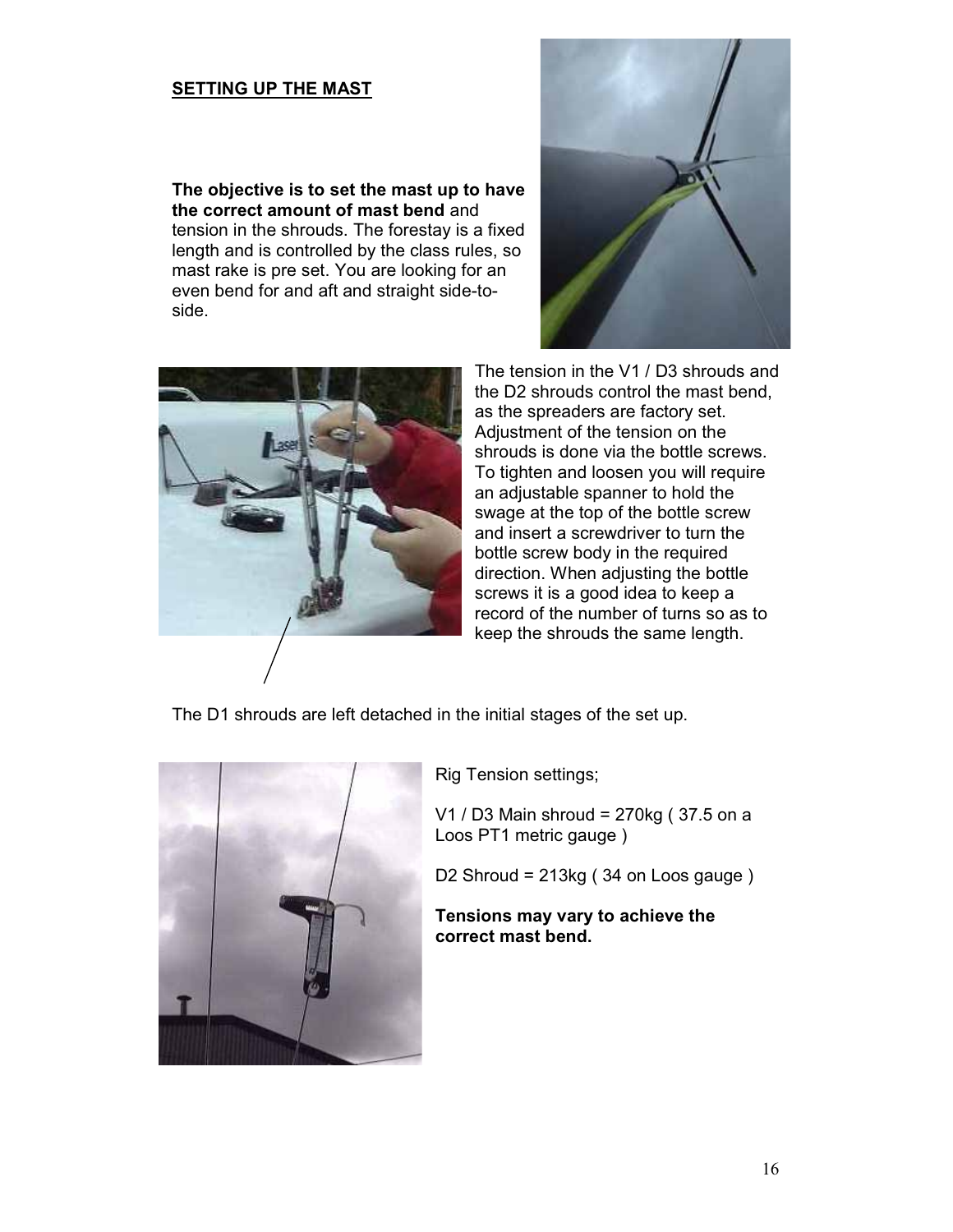## SETTING UP THE MAST

**The objective is to set the mast up to have the correct amount of mast bend** and tension in the shrouds. The forestay is a fixed length and is controlled by the class rules, so mast rake is pre set. You are looking for an even bend for and aft and straight side-to-side.

The tension in the V1 / D3 shrouds and the D2 shrouds control the mast bend, as the spreaders are factory set. Adjustment of the tension on the shrouds is done via the bottle screws. To tighten and loosen you will require an adjustable spanner to hold the swage at the top of the bottle screw and insert a screwdriver to turn the bottle screw body in the required direction. When adjusting the bottle screws it is a good idea to keep a record of the number of turns so as to keep the shrouds the same length.

The D1 shrouds are left detached in the initial stages of the set up.

Rig Tension settings;

V1 / D3 Main shroud = 270kg ( 37.5 on a Loos PT1 metric gauge )

D2 Shroud = 213kg ( 34 on Loos gauge )

**Tensions may vary to achieve the correct mast bend.**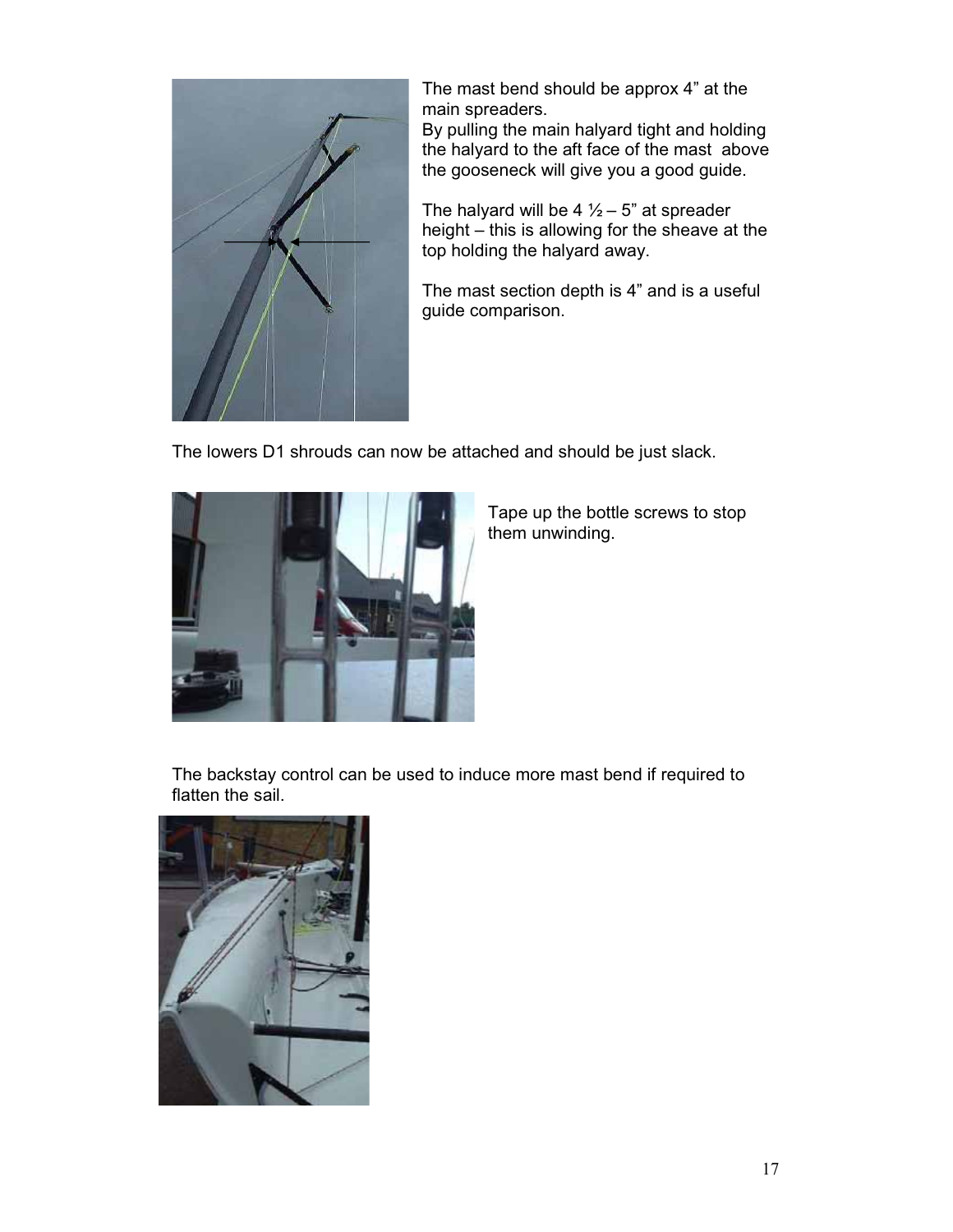The mast bend should be approx 4" at the main spreaders.
By pulling the main halyard tight and holding the halyard to the aft face of the mast above the gooseneck will give you a good guide.

The halyard will be 4 ½ – 5" at spreader height – this is allowing for the sheave at the top holding the halyard away.

The mast section depth is 4" and is a useful guide comparison.

The lowers D1 shrouds can now be attached and should be just slack.

Tape up the bottle screws to stop them unwinding.

The backstay control can be used to induce more mast bend if required to flatten the sail.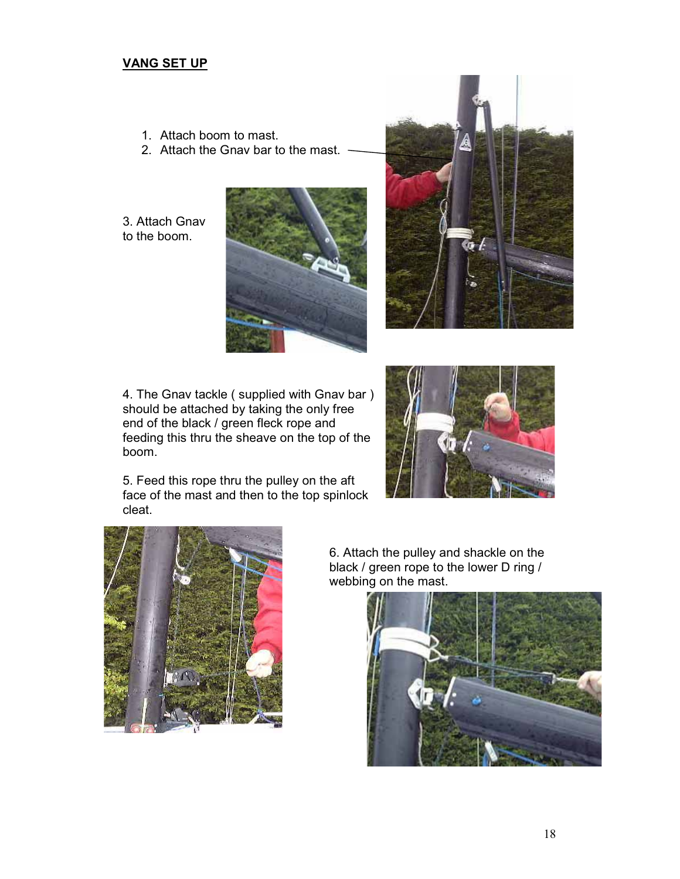## VANG SET UP

1. Attach boom to mast.
2. Attach the Gnav bar to the mast.

3. Attach Gnav to the boom.

4. The Gnav tackle ( supplied with Gnav bar ) should be attached by taking the only free end of the black / green fleck rope and feeding this thru the sheave on the top of the boom.

5. Feed this rope thru the pulley on the aft face of the mast and then to the top spinlock cleat.

6. Attach the pulley and shackle on the black / green rope to the lower D ring / webbing on the mast.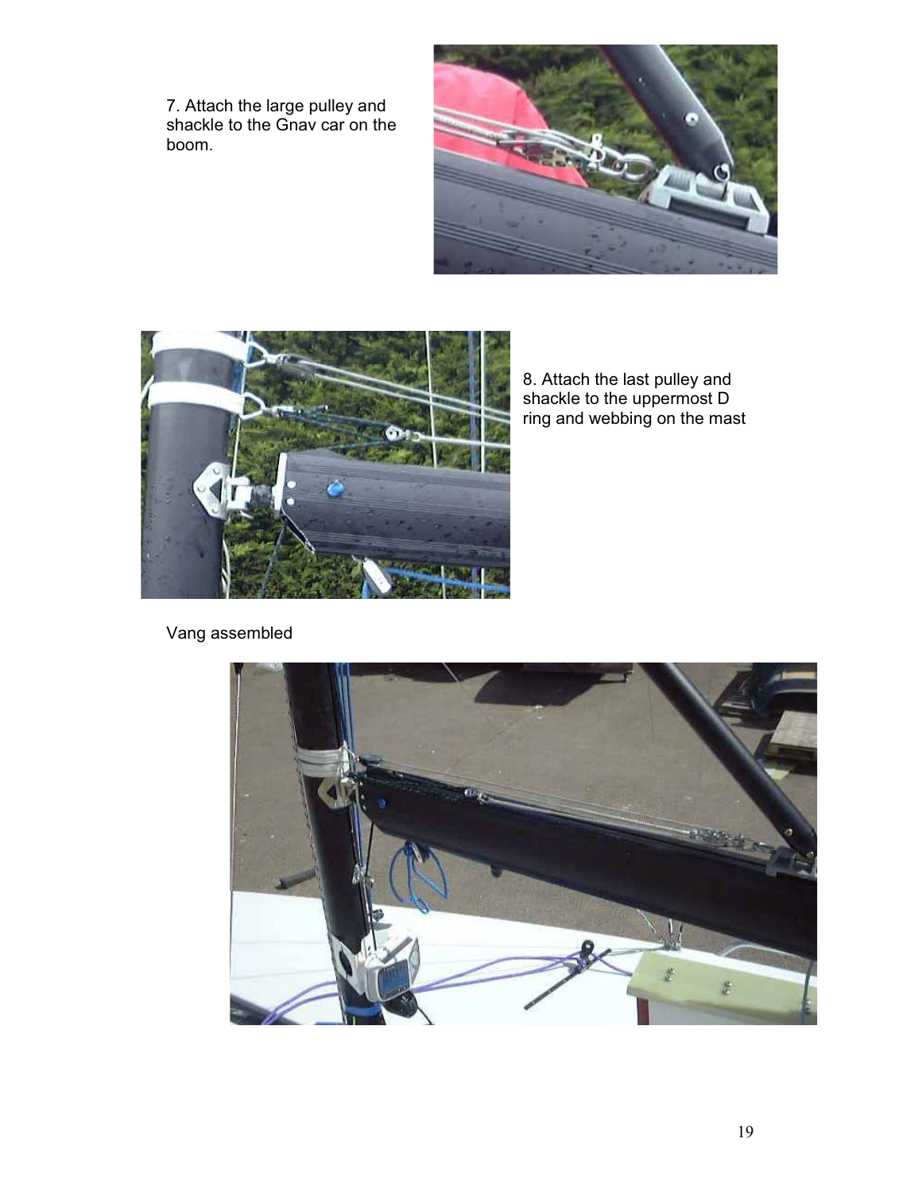7. Attach the large pulley and shackle to the Gnav car on the boom.

8. Attach the last pulley and shackle to the uppermost D ring and webbing on the mast

Vang assembled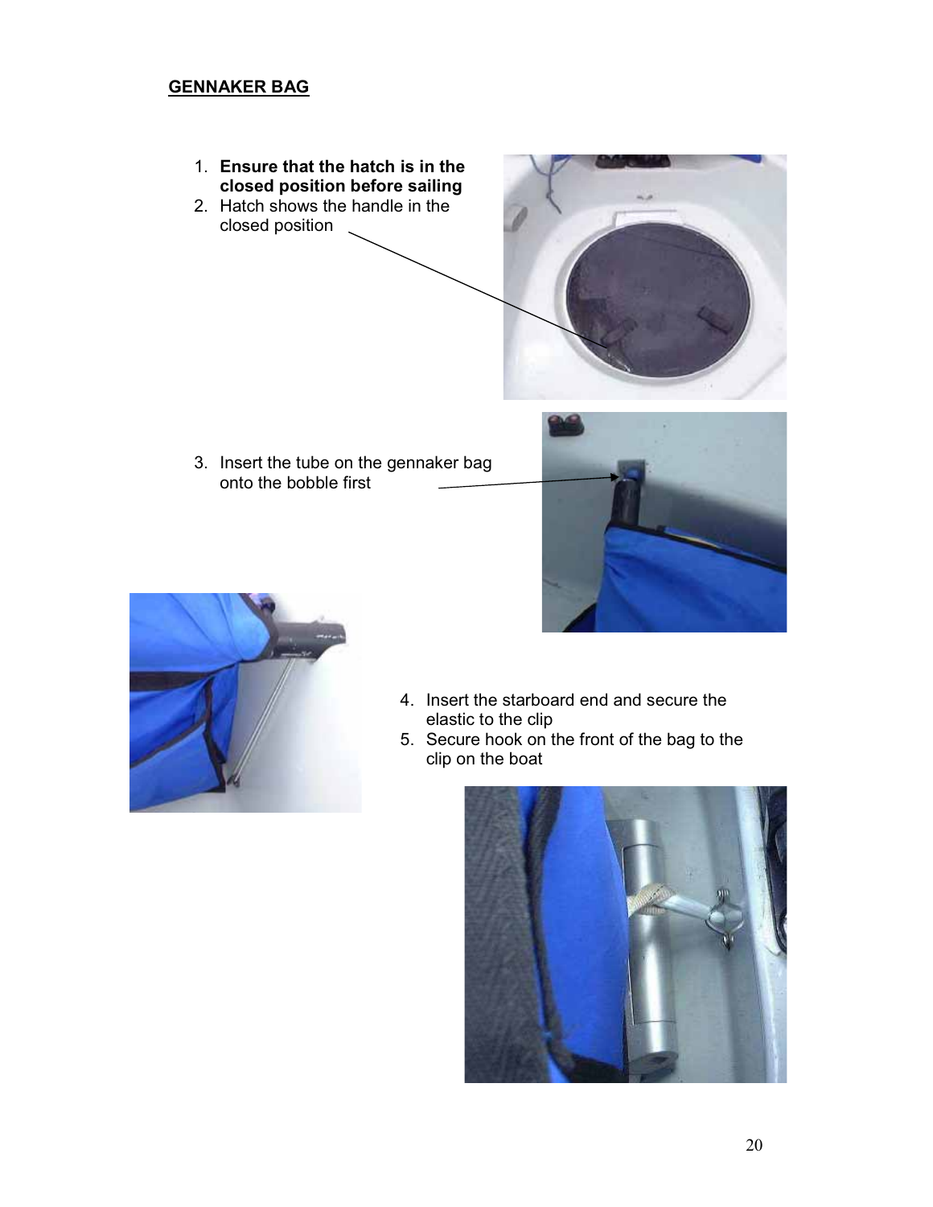## GENNAKER BAG

1. **Ensure that the hatch is in the closed position before sailing**
2. Hatch shows the handle in the closed position
3. Insert the tube on the gennaker bag onto the bobble first
4. Insert the starboard end and secure the elastic to the clip
5. Secure hook on the front of the bag to the clip on the boat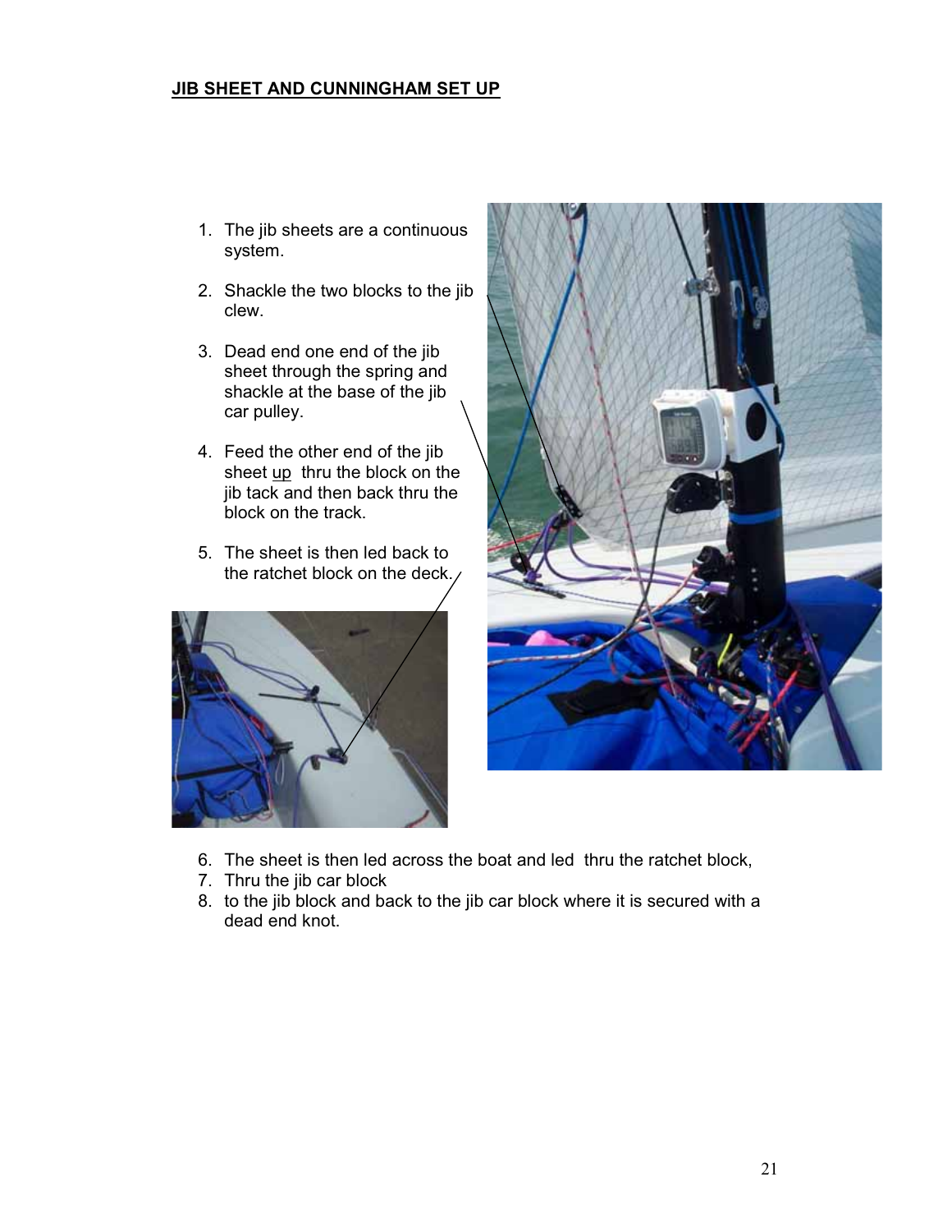## JIB SHEET AND CUNNINGHAM SET UP

1. The jib sheets are a continuous system.
2. Shackle the two blocks to the jib clew.
3. Dead end one end of the jib sheet through the spring and shackle at the base of the jib car pulley.
4. Feed the other end of the jib sheet up thru the block on the jib tack and then back thru the block on the track.
5. The sheet is then led back to the ratchet block on the deck.
6. The sheet is then led across the boat and led thru the ratchet block,
7. Thru the jib car block
8. to the jib block and back to the jib car block where it is secured with a dead end knot.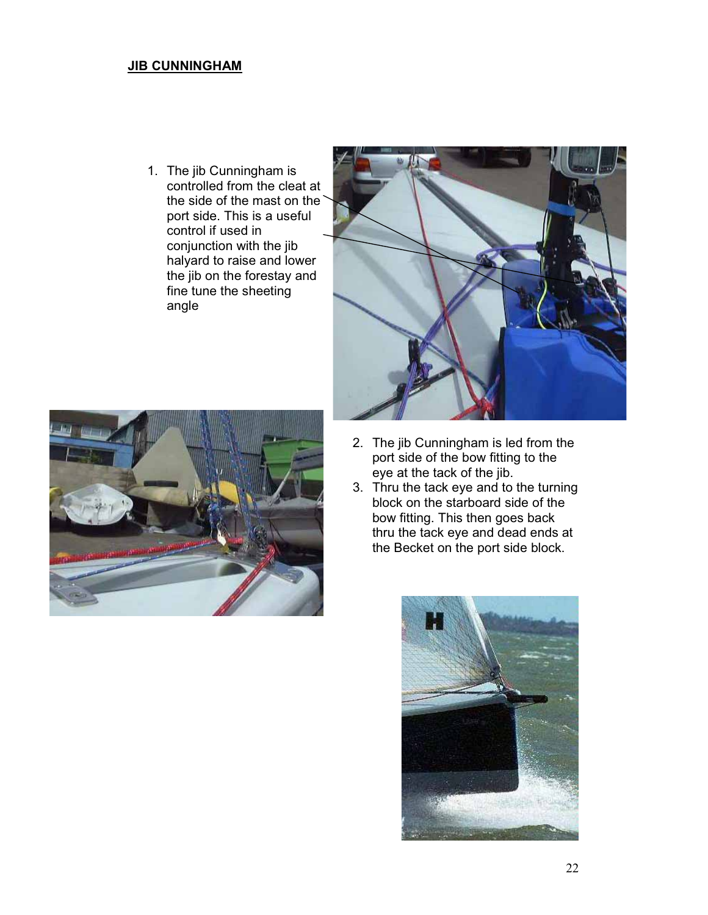## JIB CUNNINGHAM

1. The jib Cunningham is controlled from the cleat at the side of the mast on the port side. This is a useful control if used in conjunction with the jib halyard to raise and lower the jib on the forestay and fine tune the sheeting angle

2. The jib Cunningham is led from the port side of the bow fitting to the eye at the tack of the jib.
3. Thru the tack eye and to the turning block on the starboard side of the bow fitting. This then goes back thru the tack eye and dead ends at the Becket on the port side block.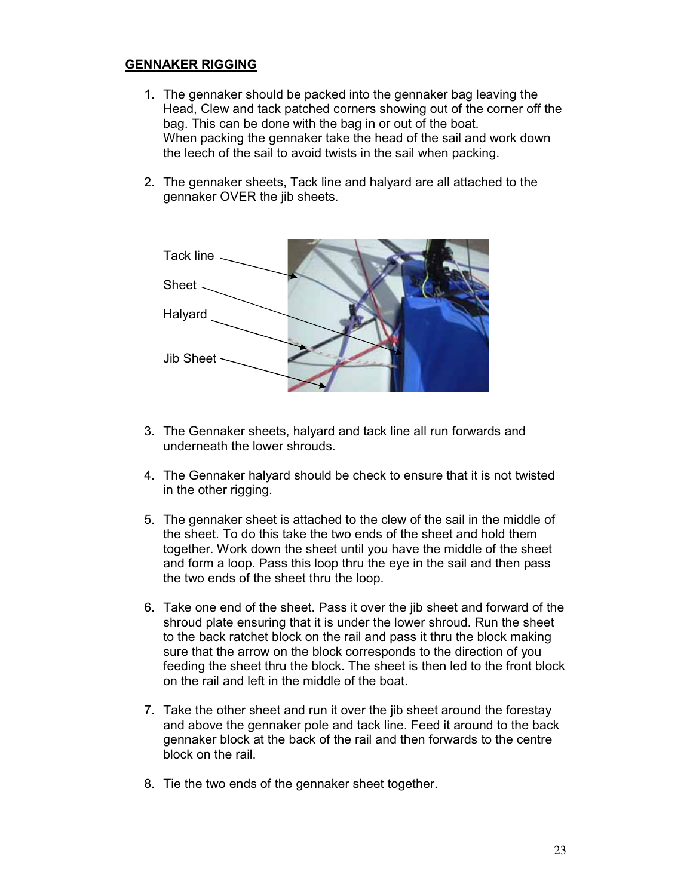## GENNAKER RIGGING

1. The gennaker should be packed into the gennaker bag leaving the Head, Clew and tack patched corners showing out of the corner off the bag. This can be done with the bag in or out of the boat.
   When packing the gennaker take the head of the sail and work down the leech of the sail to avoid twists in the sail when packing.

2. The gennaker sheets, Tack line and halyard are all attached to the gennaker OVER the jib sheets.

Tack line

Sheet

Halyard

Jib Sheet

3. The Gennaker sheets, halyard and tack line all run forwards and underneath the lower shrouds.

4. The Gennaker halyard should be check to ensure that it is not twisted in the other rigging.

5. The gennaker sheet is attached to the clew of the sail in the middle of the sheet. To do this take the two ends of the sheet and hold them together. Work down the sheet until you have the middle of the sheet and form a loop. Pass this loop thru the eye in the sail and then pass the two ends of the sheet thru the loop.

6. Take one end of the sheet. Pass it over the jib sheet and forward of the shroud plate ensuring that it is under the lower shroud. Run the sheet to the back ratchet block on the rail and pass it thru the block making sure that the arrow on the block corresponds to the direction of you feeding the sheet thru the block. The sheet is then led to the front block on the rail and left in the middle of the boat.

7. Take the other sheet and run it over the jib sheet around the forestay and above the gennaker pole and tack line. Feed it around to the back gennaker block at the back of the rail and then forwards to the centre block on the rail.

8. Tie the two ends of the gennaker sheet together.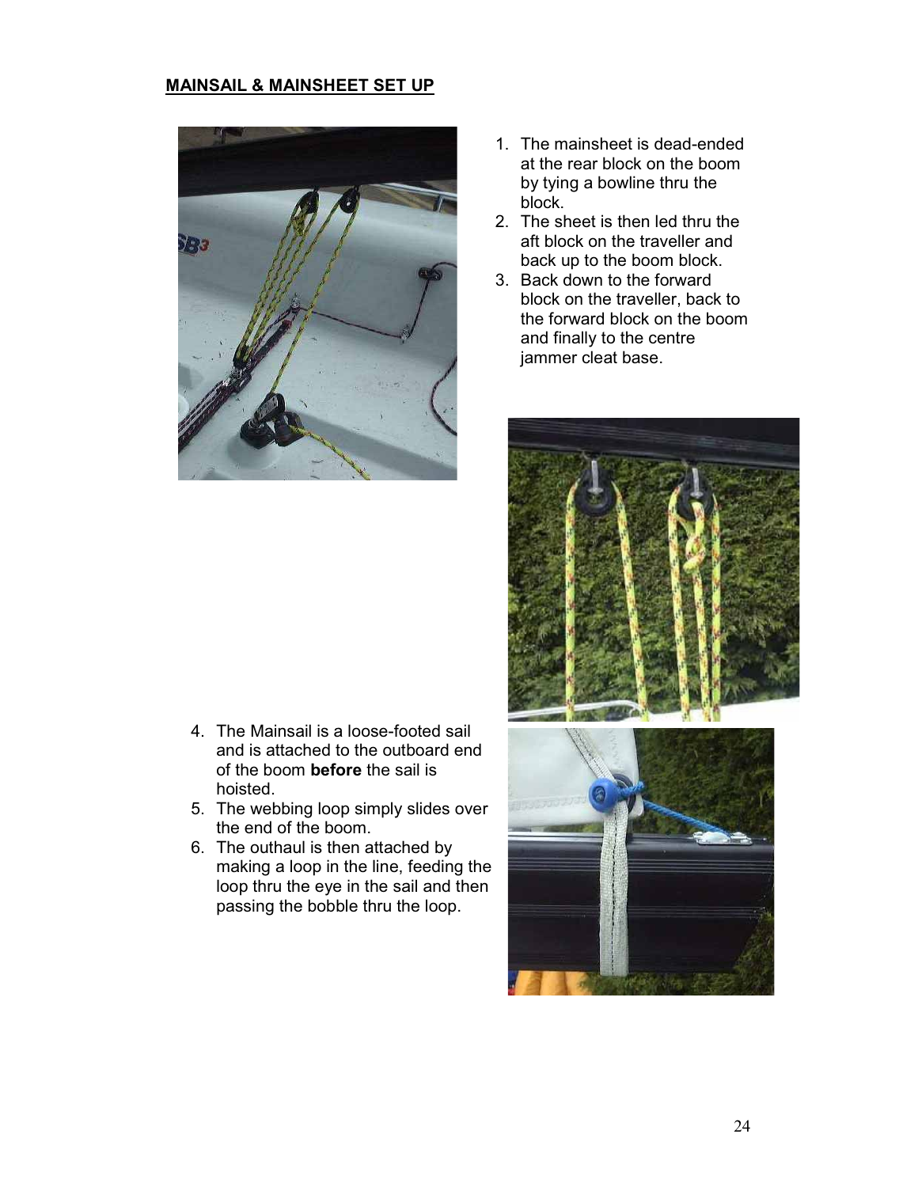## MAINSAIL & MAINSHEET SET UP

1. The mainsheet is dead-ended at the rear block on the boom by tying a bowline thru the block.
2. The sheet is then led thru the aft block on the traveller and back up to the boom block.
3. Back down to the forward block on the traveller, back to the forward block on the boom and finally to the centre jammer cleat base.
4. The Mainsail is a loose-footed sail and is attached to the outboard end of the boom **before** the sail is hoisted.
5. The webbing loop simply slides over the end of the boom.
6. The outhaul is then attached by making a loop in the line, feeding the loop thru the eye in the sail and then passing the bobble thru the loop.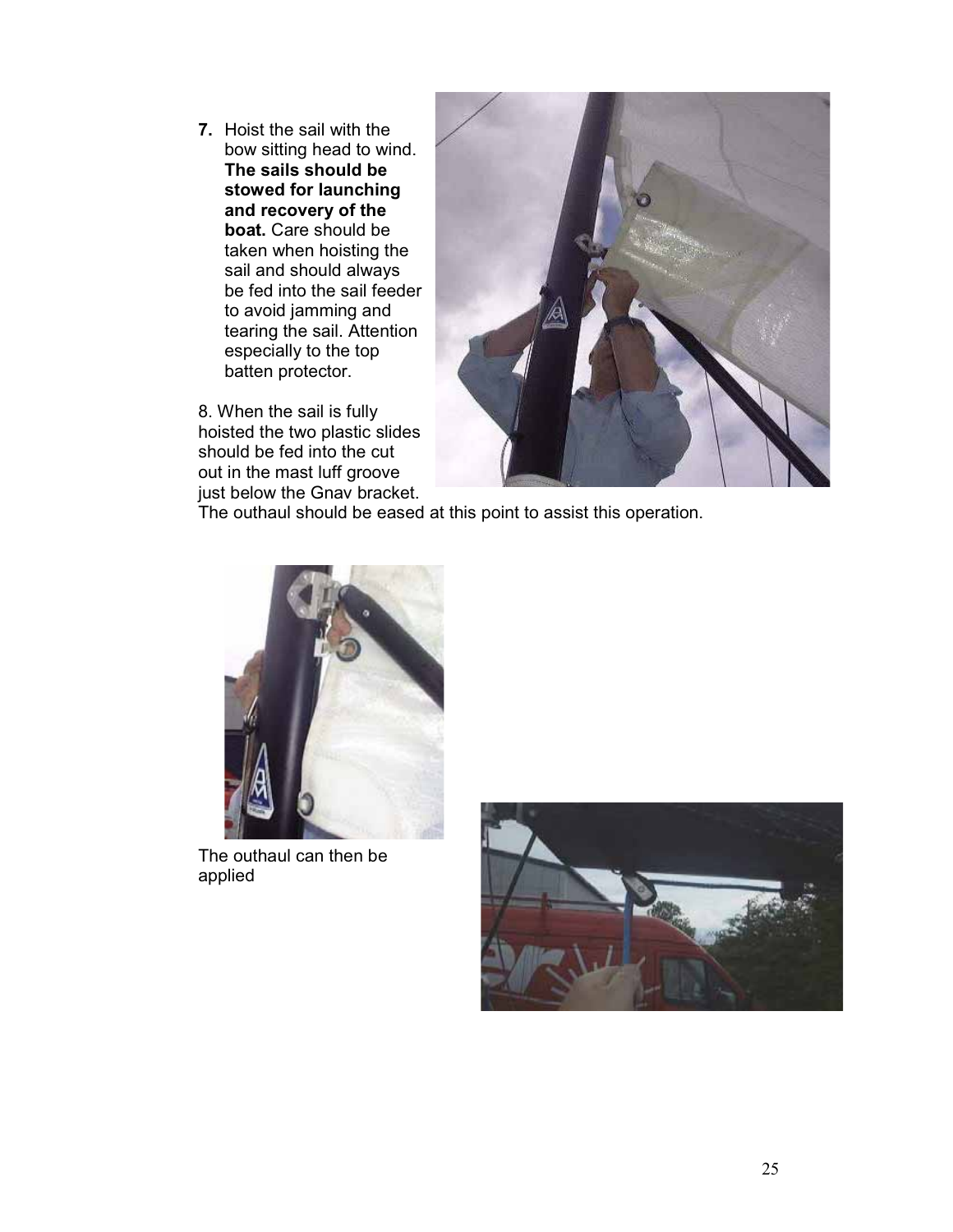7. Hoist the sail with the bow sitting head to wind. **The sails should be stowed for launching and recovery of the boat.** Care should be taken when hoisting the sail and should always be fed into the sail feeder to avoid jamming and tearing the sail. Attention especially to the top batten protector.

8. When the sail is fully hoisted the two plastic slides should be fed into the cut out in the mast luff groove just below the Gnav bracket. The outhaul should be eased at this point to assist this operation.

The outhaul can then be applied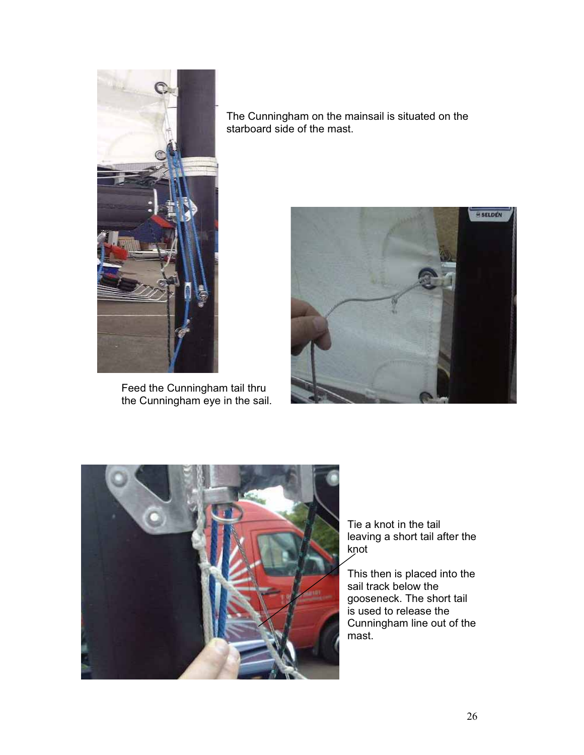The Cunningham on the mainsail is situated on the starboard side of the mast.

Feed the Cunningham tail thru the Cunningham eye in the sail.

Tie a knot in the tail leaving a short tail after the knot

This then is placed into the sail track below the gooseneck. The short tail is used to release the Cunningham line out of the mast.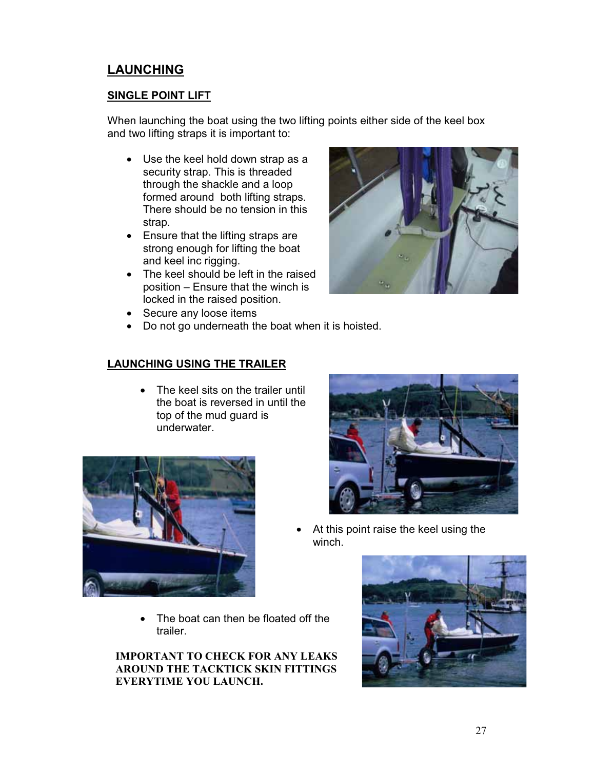## LAUNCHING

### SINGLE POINT LIFT

When launching the boat using the two lifting points either side of the keel box and two lifting straps it is important to:

- Use the keel hold down strap as a security strap. This is threaded through the shackle and a loop formed around both lifting straps. There should be no tension in this strap.
- Ensure that the lifting straps are strong enough for lifting the boat and keel inc rigging.
- The keel should be left in the raised position – Ensure that the winch is locked in the raised position.
- Secure any loose items
- Do not go underneath the boat when it is hoisted.

### LAUNCHING USING THE TRAILER

- The keel sits on the trailer until the boat is reversed in until the top of the mud guard is underwater.
- At this point raise the keel using the winch.
- The boat can then be floated off the trailer.

**IMPORTANT TO CHECK FOR ANY LEAKS AROUND THE TACKTICK SKIN FITTINGS EVERYTIME YOU LAUNCH.**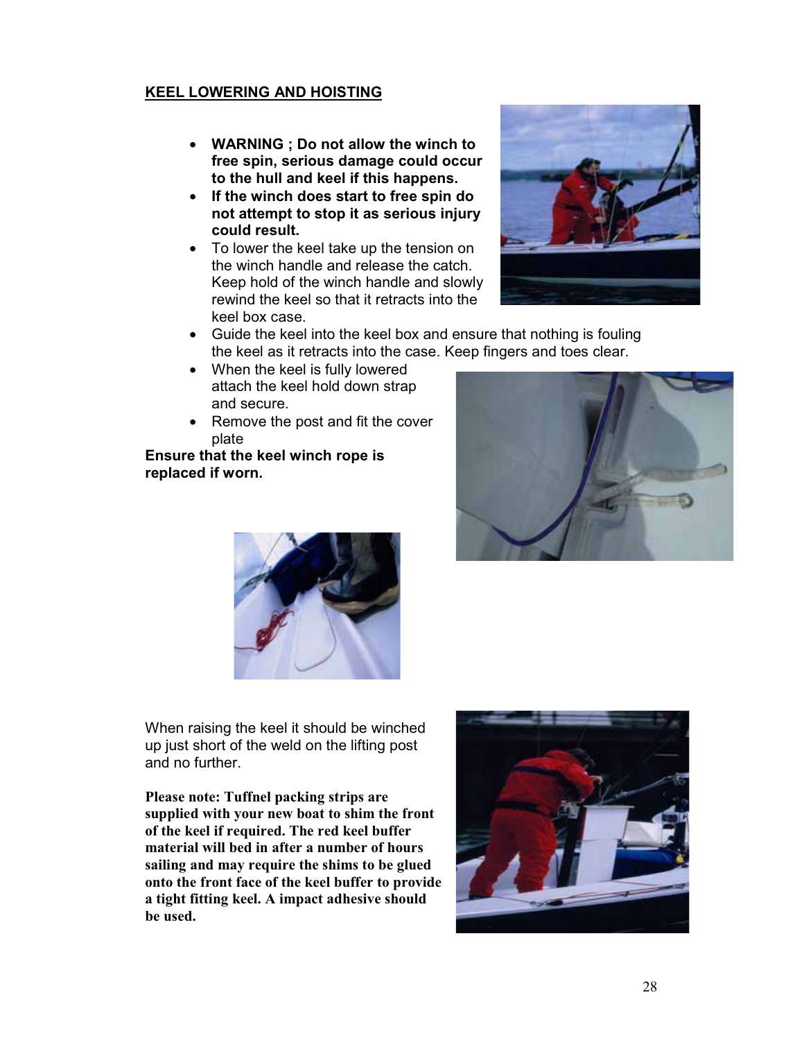**KEEL LOWERING AND HOISTING**

- **WARNING ; Do not allow the winch to free spin, serious damage could occur to the hull and keel if this happens.**
- **If the winch does start to free spin do not attempt to stop it as serious injury could result.**
- To lower the keel take up the tension on the winch handle and release the catch. Keep hold of the winch handle and slowly rewind the keel so that it retracts into the keel box case.
- Guide the keel into the keel box and ensure that nothing is fouling the keel as it retracts into the case. Keep fingers and toes clear.
- When the keel is fully lowered attach the keel hold down strap and secure.
- Remove the post and fit the cover plate

**Ensure that the keel winch rope is replaced if worn.**

When raising the keel it should be winched up just short of the weld on the lifting post and no further.

**Please note: Tuffnel packing strips are supplied with your new boat to shim the front of the keel if required. The red keel buffer material will bed in after a number of hours sailing and may require the shims to be glued onto the front face of the keel buffer to provide a tight fitting keel. A impact adhesive should be used.**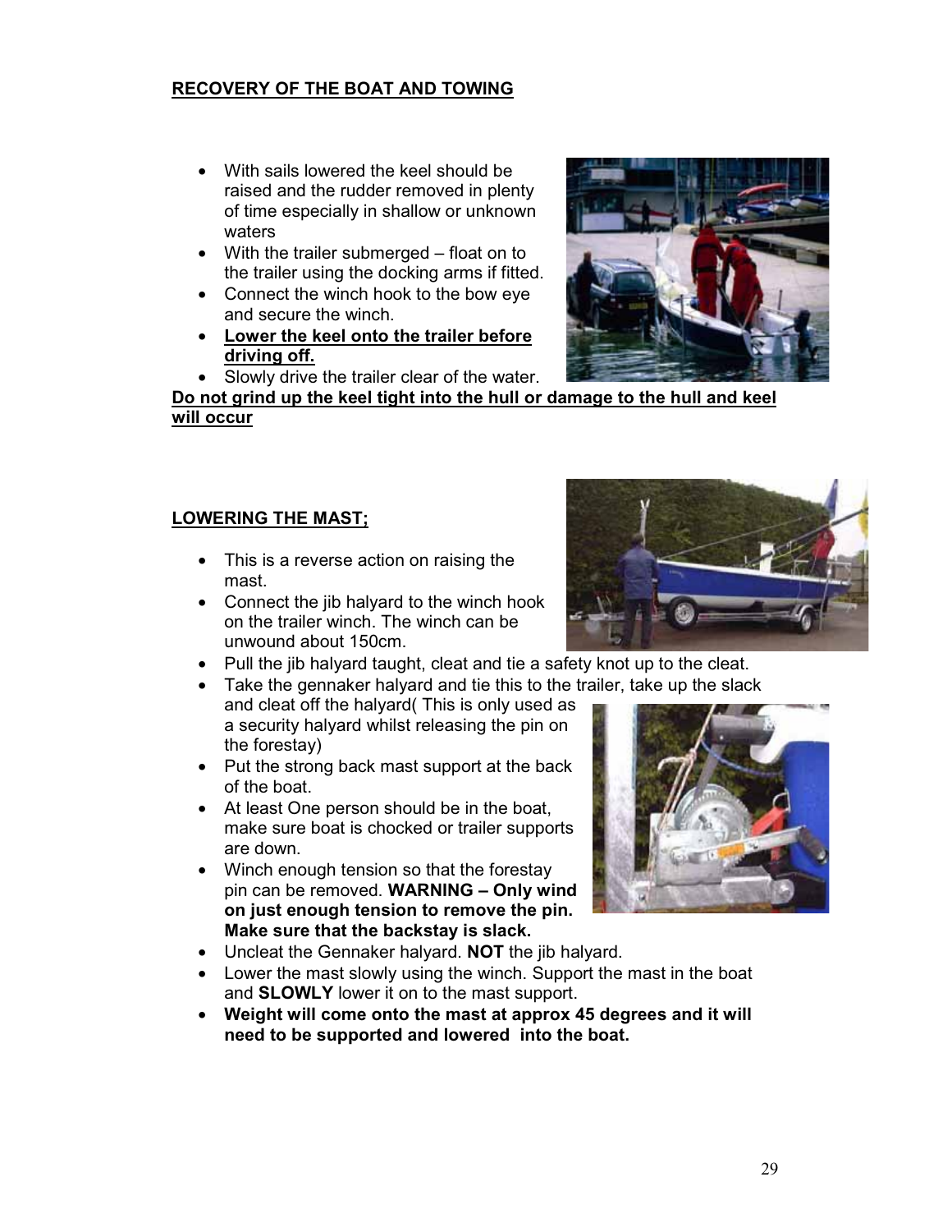## RECOVERY OF THE BOAT AND TOWING

- With sails lowered the keel should be raised and the rudder removed in plenty of time especially in shallow or unknown waters
- With the trailer submerged – float on to the trailer using the docking arms if fitted.
- Connect the winch hook to the bow eye and secure the winch.
- **Lower the keel onto the trailer before driving off.**
- Slowly drive the trailer clear of the water.

**Do not grind up the keel tight into the hull or damage to the hull and keel will occur**

## LOWERING THE MAST;

- This is a reverse action on raising the mast.
- Connect the jib halyard to the winch hook on the trailer winch. The winch can be unwound about 150cm.
- Pull the jib halyard taught, cleat and tie a safety knot up to the cleat.
- Take the gennaker halyard and tie this to the trailer, take up the slack and cleat off the halyard( This is only used as a security halyard whilst releasing the pin on the forestay)
- Put the strong back mast support at the back of the boat.
- At least One person should be in the boat, make sure boat is chocked or trailer supports are down.
- Winch enough tension so that the forestay pin can be removed. **WARNING – Only wind on just enough tension to remove the pin. Make sure that the backstay is slack.**
- Uncleat the Gennaker halyard. **NOT** the jib halyard.
- Lower the mast slowly using the winch. Support the mast in the boat and **SLOWLY** lower it on to the mast support.
- **Weight will come onto the mast at approx 45 degrees and it will need to be supported and lowered into the boat.**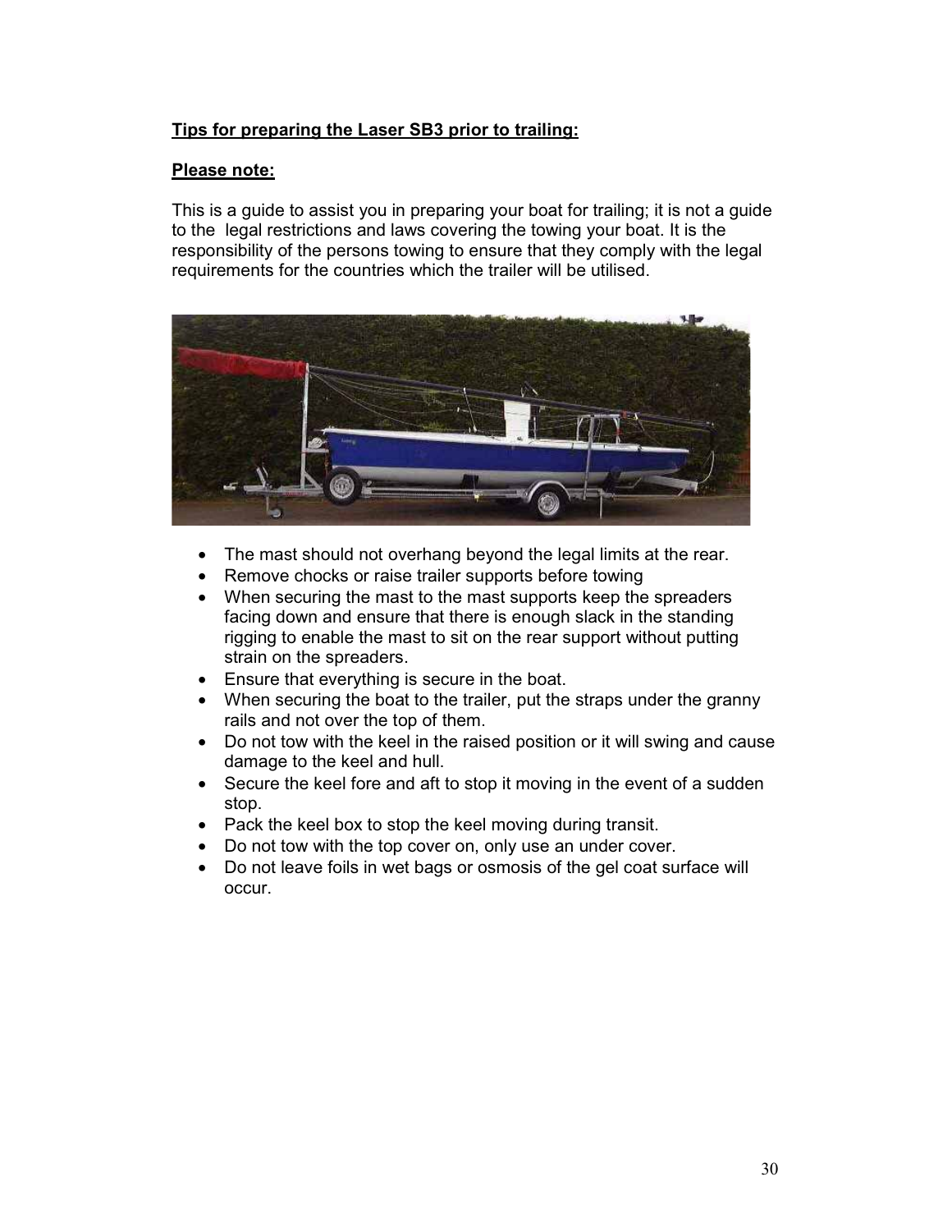**Tips for preparing the Laser SB3 prior to trailing:**

**Please note:**

This is a guide to assist you in preparing your boat for trailing; it is not a guide to the legal restrictions and laws covering the towing your boat. It is the responsibility of the persons towing to ensure that they comply with the legal requirements for the countries which the trailer will be utilised.

- The mast should not overhang beyond the legal limits at the rear.
- Remove chocks or raise trailer supports before towing
- When securing the mast to the mast supports keep the spreaders facing down and ensure that there is enough slack in the standing rigging to enable the mast to sit on the rear support without putting strain on the spreaders.
- Ensure that everything is secure in the boat.
- When securing the boat to the trailer, put the straps under the granny rails and not over the top of them.
- Do not tow with the keel in the raised position or it will swing and cause damage to the keel and hull.
- Secure the keel fore and aft to stop it moving in the event of a sudden stop.
- Pack the keel box to stop the keel moving during transit.
- Do not tow with the top cover on, only use an under cover.
- Do not leave foils in wet bags or osmosis of the gel coat surface will occur.